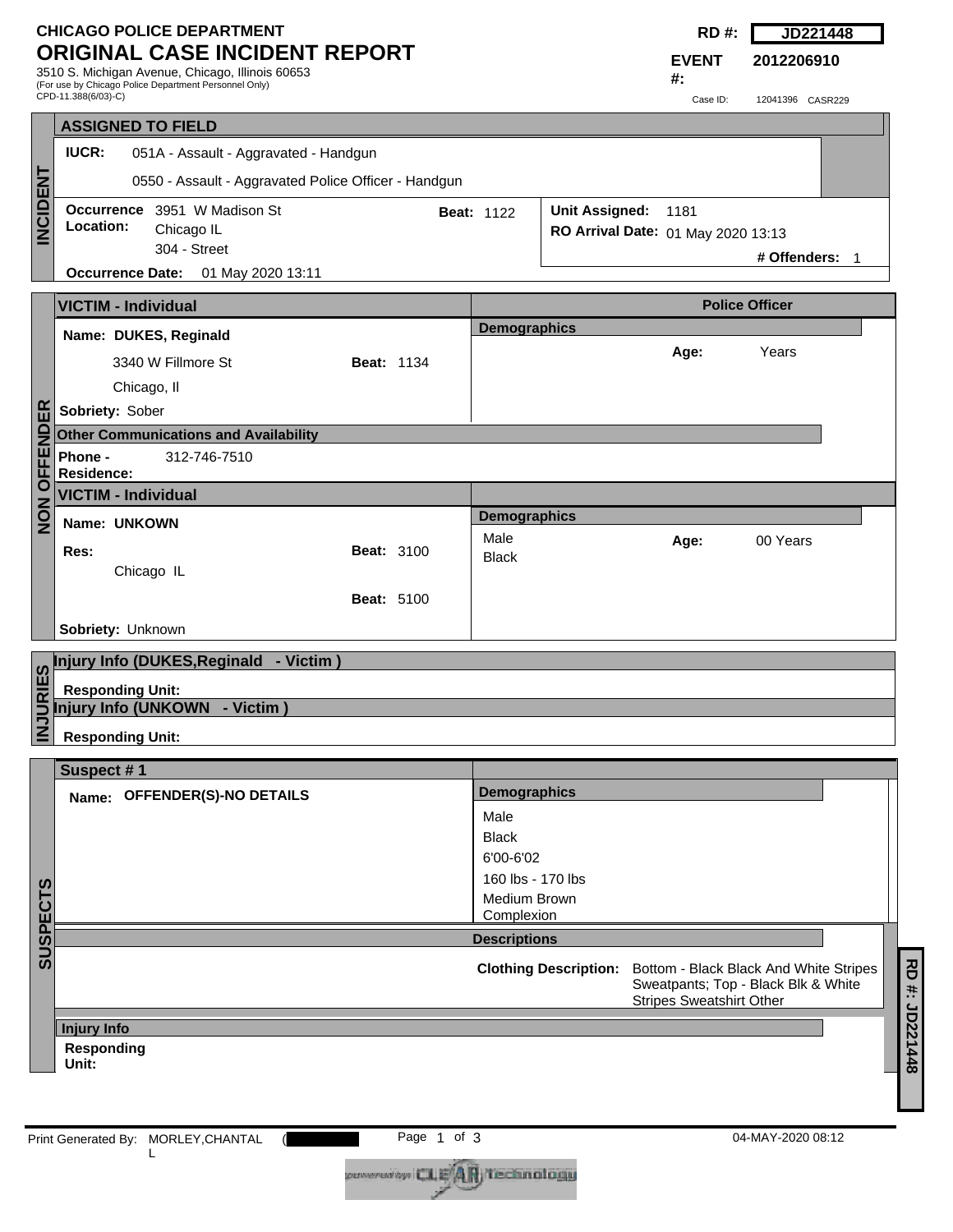# CHICAGO POLICE DEPARTMENT
## ORIGINAL CASE INCIDENT REPORT

3510 S. Michigan Avenue, Chicago, Illinois 60653
(For use by Chicago Police Department Personnel Only)
CPD-11.388(6/03)-C)

**RD #:** JD221448
**EVENT #:** 2012206910
Case ID: 12041396 CASR229

## INCIDENT

**ASSIGNED TO FIELD**

**IUCR:** 051A - Assault - Aggravated - Handgun
0550 - Assault - Aggravated Police Officer - Handgun

**Occurrence Location:** 3951 W Madison St
Chicago IL
304 - Street

**Beat:** 1122

**Unit Assigned:** 1181
**RO Arrival Date:** 01 May 2020 13:13
**# Offenders:** 1

**Occurrence Date:** 01 May 2020 13:11

## NON OFFENDER

**VICTIM - Individual** — Police Officer

**Name: DUKES, Reginald**
3340 W Fillmore St — **Beat:** 1134
Chicago, Il

**Sobriety:** Sober

**Demographics**
**Age:** Years

**Other Communications and Availability**
**Phone - Residence:** 312-746-7510

**VICTIM - Individual**

**Name: UNKOWN**
**Res:** — **Beat:** 3100
Chicago IL
**Beat:** 5100

**Sobriety:** Unknown

**Demographics**
Male
Black
**Age:** 00 Years

## INJURIES

**Injury Info (DUKES,Reginald - Victim )**
**Responding Unit:**

**Injury Info (UNKOWN - Victim )**
**Responding Unit:**

## SUSPECTS

**Suspect # 1**

**Name: OFFENDER(S)-NO DETAILS**

**Demographics**
Male
Black
6'00-6'02
160 lbs - 170 lbs
Medium Brown Complexion

**Descriptions**
**Clothing Description:** Bottom - Black Black And White Stripes Sweatpants; Top - Black Blk & White Stripes Sweatshirt Other

**Injury Info**
**Responding Unit:**

Print Generated By: MORLEY,CHANTAL L

04-MAY-2020 08:12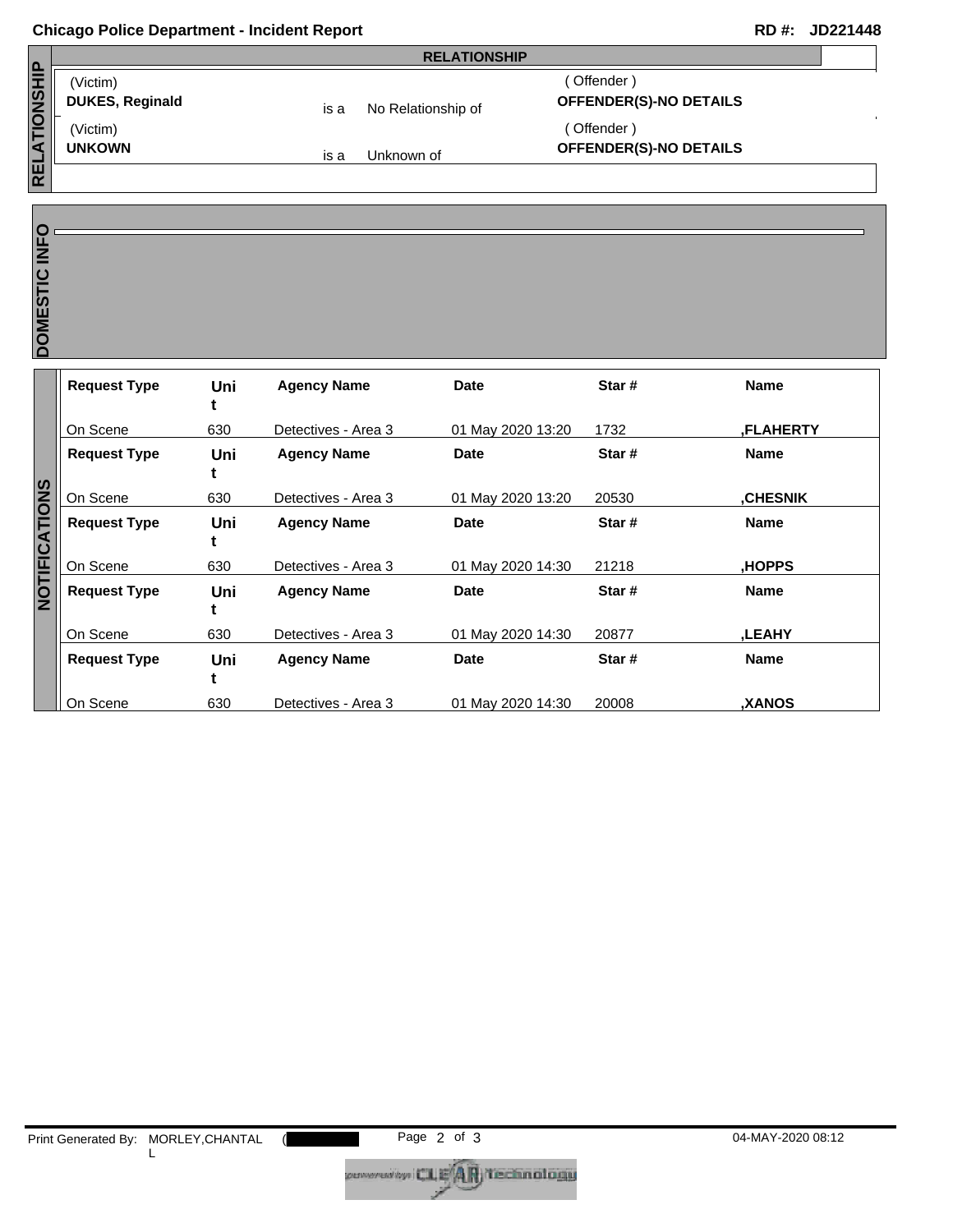## RELATIONSHIP

| (Victim) | | | (Offender) |
|---|---|---|---|
| **DUKES, Reginald** | is a | No Relationship of | **OFFENDER(S)-NO DETAILS** |
| **UNKOWN** | is a | Unknown of | **OFFENDER(S)-NO DETAILS** |

## DOMESTIC INFO

## NOTIFICATIONS

| Request Type | Unit | Agency Name | Date | Star # | Name |
|---|---|---|---|---|---|
| On Scene | 630 | Detectives - Area 3 | 01 May 2020 13:20 | 1732 | ,FLAHERTY |
| On Scene | 630 | Detectives - Area 3 | 01 May 2020 13:20 | 20530 | ,CHESNIK |
| On Scene | 630 | Detectives - Area 3 | 01 May 2020 14:30 | 21218 | ,HOPPS |
| On Scene | 630 | Detectives - Area 3 | 01 May 2020 14:30 | 20877 | ,LEAHY |
| On Scene | 630 | Detectives - Area 3 | 01 May 2020 14:30 | 20008 | ,XANOS |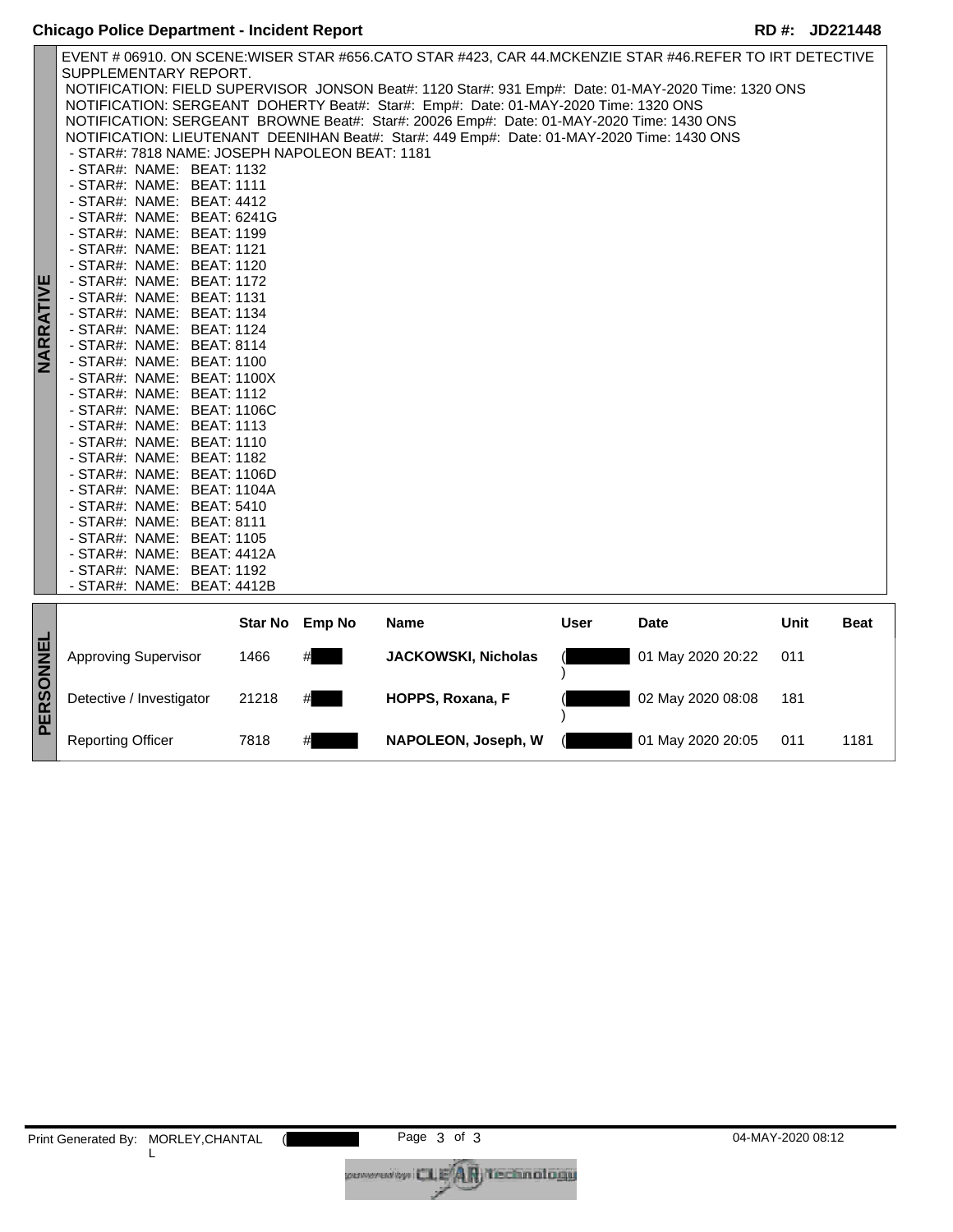## NARRATIVE

EVENT # 06910. ON SCENE:WISER STAR #656.CATO STAR #423, CAR 44.MCKENZIE STAR #46.REFER TO IRT DETECTIVE SUPPLEMENTARY REPORT.

NOTIFICATION: FIELD SUPERVISOR JONSON Beat#: 1120 Star#: 931 Emp#: Date: 01-MAY-2020 Time: 1320 ONS
NOTIFICATION: SERGEANT DOHERTY Beat#: Star#: Emp#: Date: 01-MAY-2020 Time: 1320 ONS
NOTIFICATION: SERGEANT BROWNE Beat#: Star#: 20026 Emp#: Date: 01-MAY-2020 Time: 1430 ONS
NOTIFICATION: LIEUTENANT DEENIHAN Beat#: Star#: 449 Emp#: Date: 01-MAY-2020 Time: 1430 ONS

- STAR#: 7818 NAME: JOSEPH NAPOLEON BEAT: 1181
- STAR#: NAME: BEAT: 1132
- STAR#: NAME: BEAT: 1111
- STAR#: NAME: BEAT: 4412
- STAR#: NAME: BEAT: 6241G
- STAR#: NAME: BEAT: 1199
- STAR#: NAME: BEAT: 1121
- STAR#: NAME: BEAT: 1120
- STAR#: NAME: BEAT: 1172
- STAR#: NAME: BEAT: 1131
- STAR#: NAME: BEAT: 1134
- STAR#: NAME: BEAT: 1124
- STAR#: NAME: BEAT: 8114
- STAR#: NAME: BEAT: 1100
- STAR#: NAME: BEAT: 1100X
- STAR#: NAME: BEAT: 1112
- STAR#: NAME: BEAT: 1106C
- STAR#: NAME: BEAT: 1113
- STAR#: NAME: BEAT: 1110
- STAR#: NAME: BEAT: 1182
- STAR#: NAME: BEAT: 1106D
- STAR#: NAME: BEAT: 1104A
- STAR#: NAME: BEAT: 5410
- STAR#: NAME: BEAT: 8111
- STAR#: NAME: BEAT: 1105
- STAR#: NAME: BEAT: 4412A
- STAR#: NAME: BEAT: 1192
- STAR#: NAME: BEAT: 4412B

## PERSONNEL

| | Star No | Emp No | Name | User | Date | Unit | Beat |
|---|---|---|---|---|---|---|---|
| Approving Supervisor | 1466 | # | **JACKOWSKI, Nicholas** | ( ) | 01 May 2020 20:22 | 011 | |
| Detective / Investigator | 21218 | # | **HOPPS, Roxana, F** | ( ) | 02 May 2020 08:08 | 181 | |
| Reporting Officer | 7818 | # | **NAPOLEON, Joseph, W** | ( | 01 May 2020 20:05 | 011 | 1181 |

Print Generated By: MORLEY,CHANTAL L (

04-MAY-2020 08:12